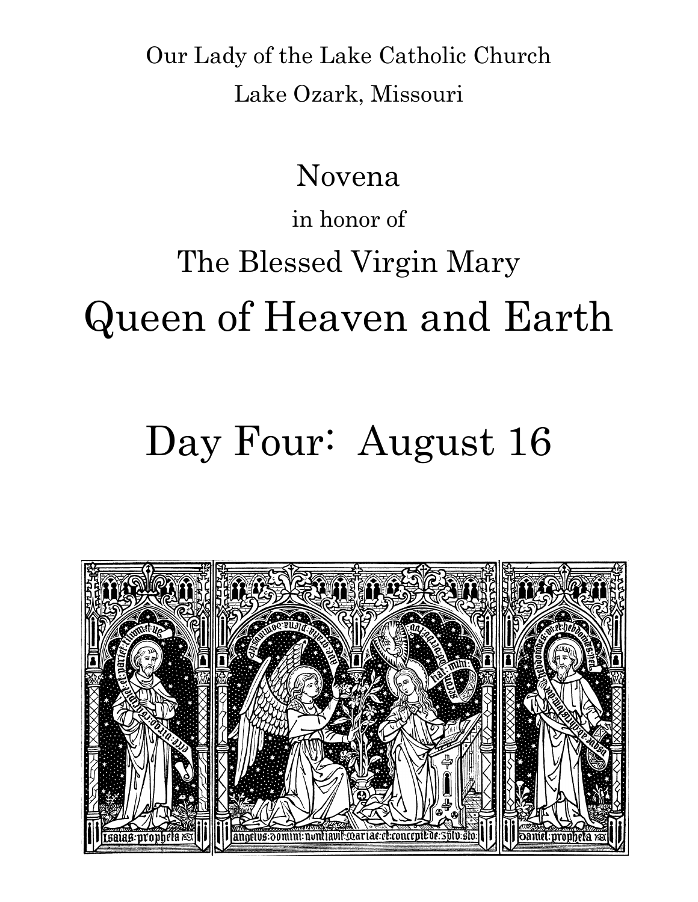Our Lady of the Lake Catholic Church

Lake Ozark, Missouri

# Novena

in honor of

The Blessed Virgin Mary

# Queen of Heaven and Earth

# Day Four: August 16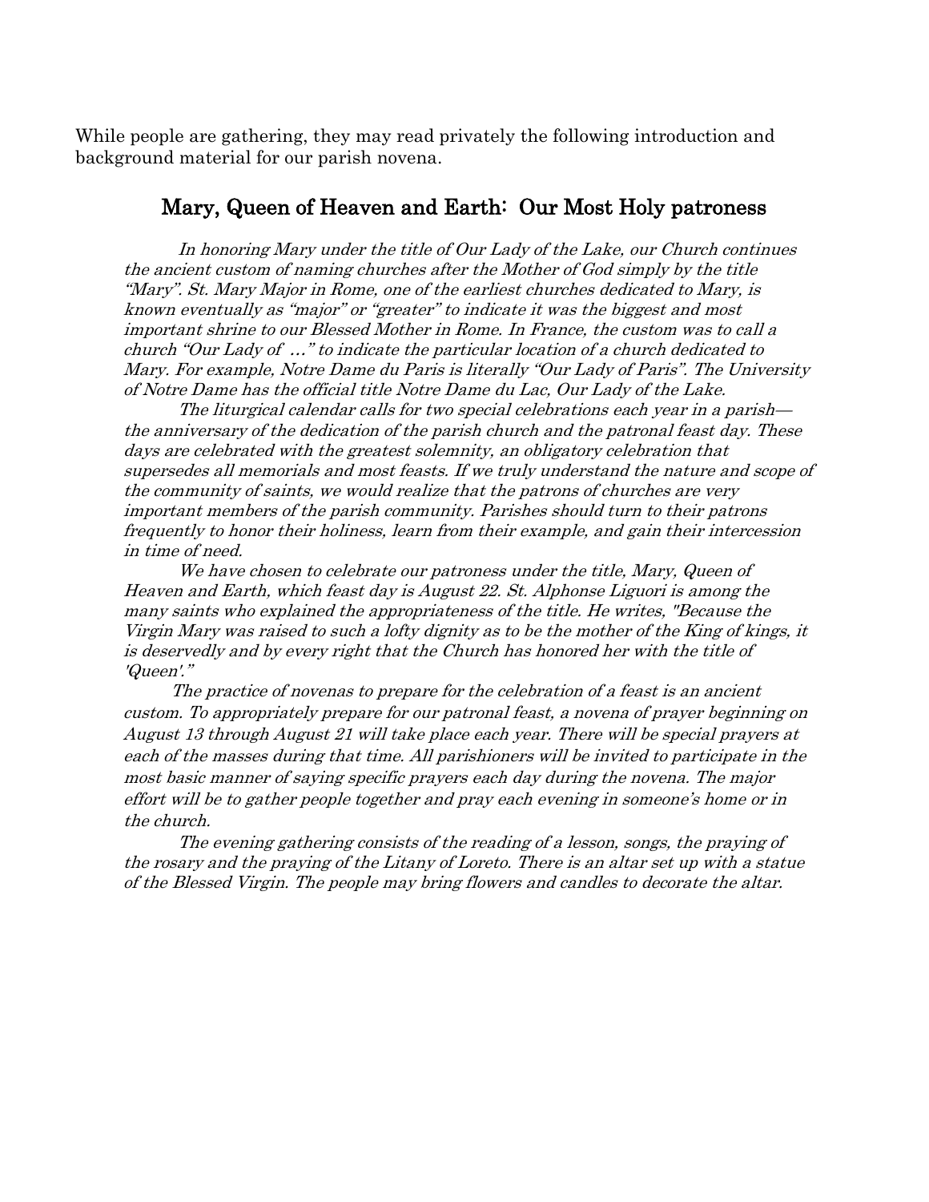While people are gathering, they may read privately the following introduction and background material for our parish novena.

## Mary, Queen of Heaven and Earth: Our Most Holy patroness

*In honoring Mary under the title of Our Lady of the Lake, our Church continues the ancient custom of naming churches after the Mother of God simply by the title "Mary". St. Mary Major in Rome, one of the earliest churches dedicated to Mary, is known eventually as "major" or "greater" to indicate it was the biggest and most important shrine to our Blessed Mother in Rome. In France, the custom was to call a church "Our Lady of …" to indicate the particular location of a church dedicated to Mary. For example, Notre Dame du Paris is literally "Our Lady of Paris". The University of Notre Dame has the official title Notre Dame du Lac, Our Lady of the Lake.*

*The liturgical calendar calls for two special celebrations each year in a parish—the anniversary of the dedication of the parish church and the patronal feast day. These days are celebrated with the greatest solemnity, an obligatory celebration that supersedes all memorials and most feasts. If we truly understand the nature and scope of the community of saints, we would realize that the patrons of churches are very important members of the parish community. Parishes should turn to their patrons frequently to honor their holiness, learn from their example, and gain their intercession in time of need.*

*We have chosen to celebrate our patroness under the title, Mary, Queen of Heaven and Earth, which feast day is August 22. St. Alphonse Liguori is among the many saints who explained the appropriateness of the title. He writes, "Because the Virgin Mary was raised to such a lofty dignity as to be the mother of the King of kings, it is deservedly and by every right that the Church has honored her with the title of 'Queen'."*

*The practice of novenas to prepare for the celebration of a feast is an ancient custom. To appropriately prepare for our patronal feast, a novena of prayer beginning on August 13 through August 21 will take place each year. There will be special prayers at each of the masses during that time. All parishioners will be invited to participate in the most basic manner of saying specific prayers each day during the novena. The major effort will be to gather people together and pray each evening in someone's home or in the church.*

*The evening gathering consists of the reading of a lesson, songs, the praying of the rosary and the praying of the Litany of Loreto. There is an altar set up with a statue of the Blessed Virgin. The people may bring flowers and candles to decorate the altar.*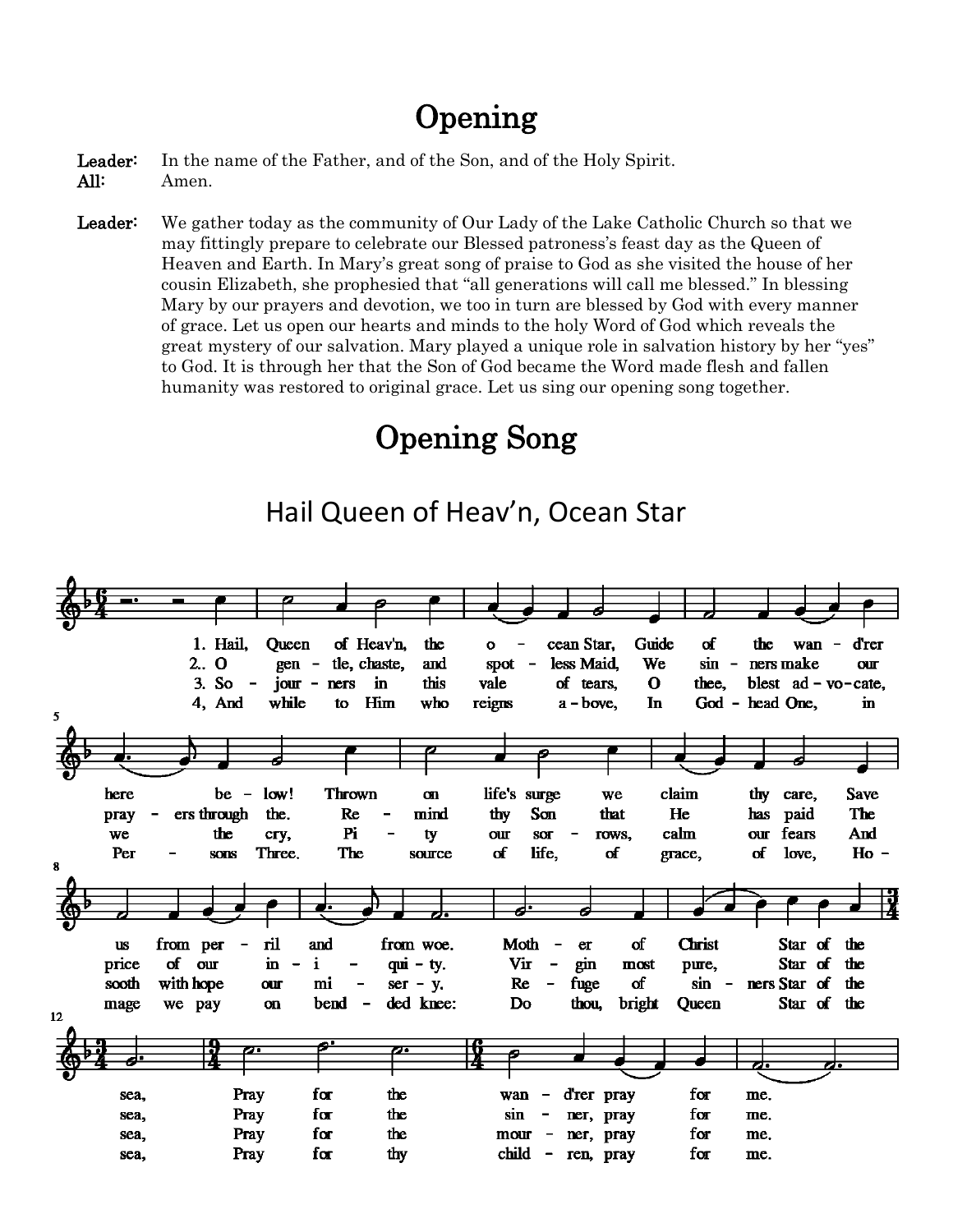# Opening

**Leader:** In the name of the Father, and of the Son, and of the Holy Spirit.
**All:** Amen.

**Leader:** We gather today as the community of Our Lady of the Lake Catholic Church so that we may fittingly prepare to celebrate our Blessed patroness's feast day as the Queen of Heaven and Earth. In Mary's great song of praise to God as she visited the house of her cousin Elizabeth, she prophesied that "all generations will call me blessed." In blessing Mary by our prayers and devotion, we too in turn are blessed by God with every manner of grace. Let us open our hearts and minds to the holy Word of God which reveals the great mystery of our salvation. Mary played a unique role in salvation history by her "yes" to God. It is through her that the Son of God became the Word made flesh and fallen humanity was restored to original grace. Let us sing our opening song together.

# Opening Song

## Hail Queen of Heav'n, Ocean Star

1. Hail, Queen of Heav'n, the ocean Star, Guide of the wand'rer here below! Thrown on life's surge we claim thy care, Save us from peril and from woe. Mother of Christ Star of the sea, Pray for the wand'rer pray for me.

2. O gentle, chaste, and spotless Maid, We sinners make our prayers through thee. Remind thy Son that He has paid The price of our iniquity. Virgin most pure, Star of the sea, Pray for the sinner, pray for me.

3. Sojourners in this vale of tears, O thee, blest advocate, we the cry, Pity our sorrows, calm our fears And sooth with hope our misery. Refuge of sinners Star of the sea, Pray for the mourner, pray for me.

4. And while to Him who reigns above, In Godhead One, in Persons Three. The source of life, of grace, of love, Homage we pay on bended knee: Do thou, bright Queen Star of the sea, Pray for thy children, pray for me.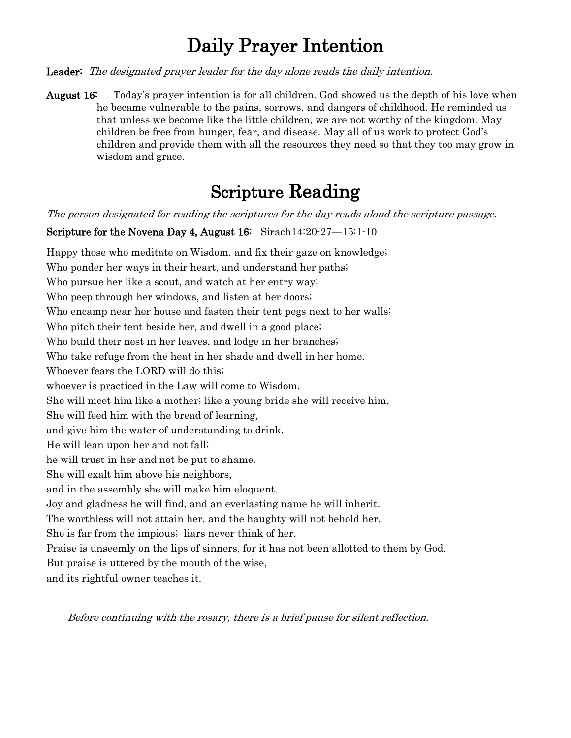# Daily Prayer Intention

**Leader:** *The designated prayer leader for the day alone reads the daily intention.*

**August 16:** Today's prayer intention is for all children. God showed us the depth of his love when he became vulnerable to the pains, sorrows, and dangers of childhood. He reminded us that unless we become like the little children, we are not worthy of the kingdom. May children be free from hunger, fear, and disease. May all of us work to protect God's children and provide them with all the resources they need so that they too may grow in wisdom and grace.

# Scripture Reading

*The person designated for reading the scriptures for the day reads aloud the scripture passage.*

**Scripture for the Novena Day 4, August 16:** Sirach14:20-27—15:1-10

Happy those who meditate on Wisdom, and fix their gaze on knowledge;
Who ponder her ways in their heart, and understand her paths;
Who pursue her like a scout, and watch at her entry way;
Who peep through her windows, and listen at her doors;
Who encamp near her house and fasten their tent pegs next to her walls;
Who pitch their tent beside her, and dwell in a good place;
Who build their nest in her leaves, and lodge in her branches;
Who take refuge from the heat in her shade and dwell in her home.
Whoever fears the LORD will do this;
whoever is practiced in the Law will come to Wisdom.
She will meet him like a mother; like a young bride she will receive him,
She will feed him with the bread of learning,
and give him the water of understanding to drink.
He will lean upon her and not fall;
he will trust in her and not be put to shame.
She will exalt him above his neighbors,
and in the assembly she will make him eloquent.
Joy and gladness he will find, and an everlasting name he will inherit.
The worthless will not attain her, and the haughty will not behold her.
She is far from the impious; liars never think of her.
Praise is unseemly on the lips of sinners, for it has not been allotted to them by God.
But praise is uttered by the mouth of the wise,
and its rightful owner teaches it.

*Before continuing with the rosary, there is a brief pause for silent reflection.*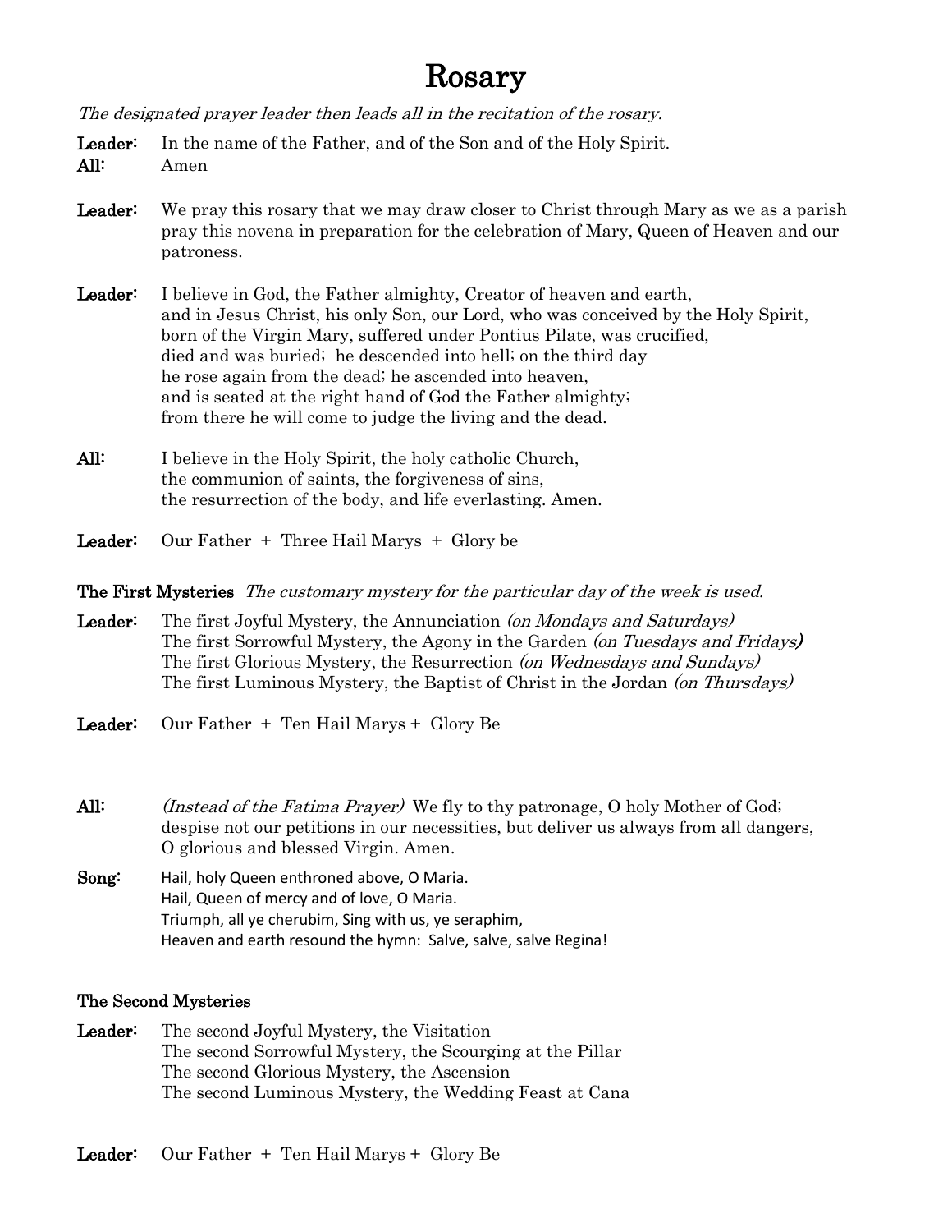# Rosary

*The designated prayer leader then leads all in the recitation of the rosary.*

**Leader:** In the name of the Father, and of the Son and of the Holy Spirit.
**All:** Amen

**Leader:** We pray this rosary that we may draw closer to Christ through Mary as we as a parish pray this novena in preparation for the celebration of Mary, Queen of Heaven and our patroness.

**Leader:** I believe in God, the Father almighty, Creator of heaven and earth,
and in Jesus Christ, his only Son, our Lord, who was conceived by the Holy Spirit,
born of the Virgin Mary, suffered under Pontius Pilate, was crucified,
died and was buried; he descended into hell; on the third day
he rose again from the dead; he ascended into heaven,
and is seated at the right hand of God the Father almighty;
from there he will come to judge the living and the dead.

**All:** I believe in the Holy Spirit, the holy catholic Church,
the communion of saints, the forgiveness of sins,
the resurrection of the body, and life everlasting. Amen.

**Leader:** Our Father + Three Hail Marys + Glory be

**The First Mysteries** *The customary mystery for the particular day of the week is used.*

**Leader:** The first Joyful Mystery, the Annunciation *(on Mondays and Saturdays)*
The first Sorrowful Mystery, the Agony in the Garden *(on Tuesdays and Fridays)*
The first Glorious Mystery, the Resurrection *(on Wednesdays and Sundays)*
The first Luminous Mystery, the Baptist of Christ in the Jordan *(on Thursdays)*

**Leader:** Our Father + Ten Hail Marys + Glory Be

**All:** *(Instead of the Fatima Prayer)* We fly to thy patronage, O holy Mother of God;
despise not our petitions in our necessities, but deliver us always from all dangers,
O glorious and blessed Virgin. Amen.

**Song:** Hail, holy Queen enthroned above, O Maria.
Hail, Queen of mercy and of love, O Maria.
Triumph, all ye cherubim, Sing with us, ye seraphim,
Heaven and earth resound the hymn: Salve, salve, salve Regina!

**The Second Mysteries**

**Leader:** The second Joyful Mystery, the Visitation
The second Sorrowful Mystery, the Scourging at the Pillar
The second Glorious Mystery, the Ascension
The second Luminous Mystery, the Wedding Feast at Cana

**Leader:** Our Father + Ten Hail Marys + Glory Be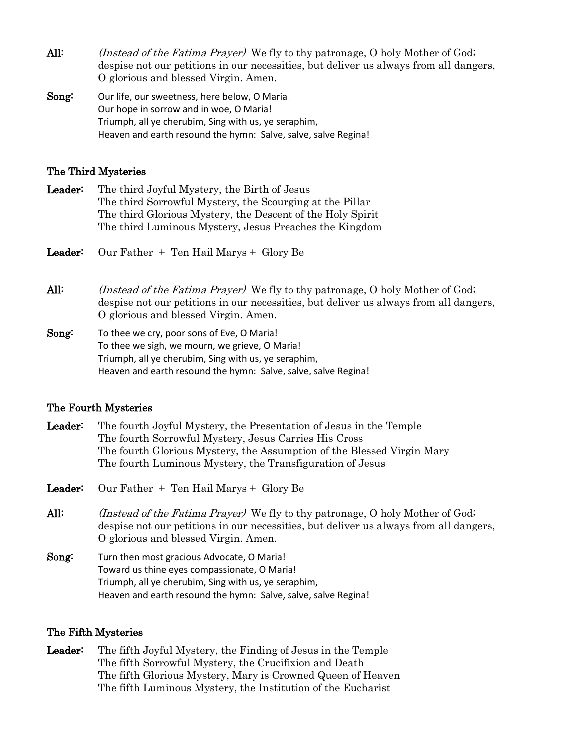**All:** *(Instead of the Fatima Prayer)* We fly to thy patronage, O holy Mother of God; despise not our petitions in our necessities, but deliver us always from all dangers, O glorious and blessed Virgin. Amen.

**Song:** Our life, our sweetness, here below, O Maria!
Our hope in sorrow and in woe, O Maria!
Triumph, all ye cherubim, Sing with us, ye seraphim,
Heaven and earth resound the hymn: Salve, salve, salve Regina!

## The Third Mysteries

**Leader:** The third Joyful Mystery, the Birth of Jesus
The third Sorrowful Mystery, the Scourging at the Pillar
The third Glorious Mystery, the Descent of the Holy Spirit
The third Luminous Mystery, Jesus Preaches the Kingdom

**Leader:** Our Father + Ten Hail Marys + Glory Be

**All:** *(Instead of the Fatima Prayer)* We fly to thy patronage, O holy Mother of God; despise not our petitions in our necessities, but deliver us always from all dangers, O glorious and blessed Virgin. Amen.

**Song:** To thee we cry, poor sons of Eve, O Maria!
To thee we sigh, we mourn, we grieve, O Maria!
Triumph, all ye cherubim, Sing with us, ye seraphim,
Heaven and earth resound the hymn: Salve, salve, salve Regina!

## The Fourth Mysteries

**Leader:** The fourth Joyful Mystery, the Presentation of Jesus in the Temple
The fourth Sorrowful Mystery, Jesus Carries His Cross
The fourth Glorious Mystery, the Assumption of the Blessed Virgin Mary
The fourth Luminous Mystery, the Transfiguration of Jesus

**Leader:** Our Father + Ten Hail Marys + Glory Be

**All:** *(Instead of the Fatima Prayer)* We fly to thy patronage, O holy Mother of God; despise not our petitions in our necessities, but deliver us always from all dangers, O glorious and blessed Virgin. Amen.

**Song:** Turn then most gracious Advocate, O Maria!
Toward us thine eyes compassionate, O Maria!
Triumph, all ye cherubim, Sing with us, ye seraphim,
Heaven and earth resound the hymn: Salve, salve, salve Regina!

## The Fifth Mysteries

**Leader:** The fifth Joyful Mystery, the Finding of Jesus in the Temple
The fifth Sorrowful Mystery, the Crucifixion and Death
The fifth Glorious Mystery, Mary is Crowned Queen of Heaven
The fifth Luminous Mystery, the Institution of the Eucharist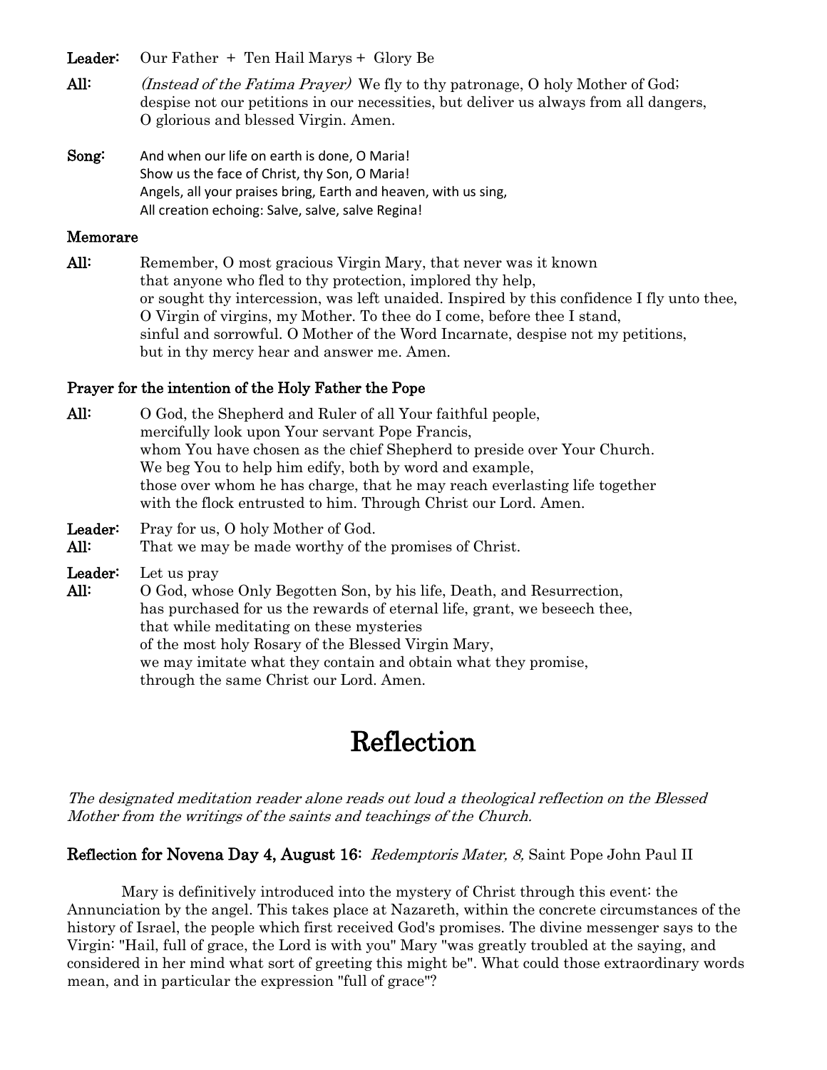**Leader:** Our Father + Ten Hail Marys + Glory Be

**All:** *(Instead of the Fatima Prayer)* We fly to thy patronage, O holy Mother of God; despise not our petitions in our necessities, but deliver us always from all dangers, O glorious and blessed Virgin. Amen.

**Song:** And when our life on earth is done, O Maria!
Show us the face of Christ, thy Son, O Maria!
Angels, all your praises bring, Earth and heaven, with us sing,
All creation echoing: Salve, salve, salve Regina!

**Memorare**

**All:** Remember, O most gracious Virgin Mary, that never was it known that anyone who fled to thy protection, implored thy help, or sought thy intercession, was left unaided. Inspired by this confidence I fly unto thee, O Virgin of virgins, my Mother. To thee do I come, before thee I stand, sinful and sorrowful. O Mother of the Word Incarnate, despise not my petitions, but in thy mercy hear and answer me. Amen.

**Prayer for the intention of the Holy Father the Pope**

**All:** O God, the Shepherd and Ruler of all Your faithful people, mercifully look upon Your servant Pope Francis, whom You have chosen as the chief Shepherd to preside over Your Church. We beg You to help him edify, both by word and example, those over whom he has charge, that he may reach everlasting life together with the flock entrusted to him. Through Christ our Lord. Amen.

**Leader:** Pray for us, O holy Mother of God.
**All:** That we may be made worthy of the promises of Christ.

**Leader:** Let us pray
**All:** O God, whose Only Begotten Son, by his life, Death, and Resurrection, has purchased for us the rewards of eternal life, grant, we beseech thee, that while meditating on these mysteries of the most holy Rosary of the Blessed Virgin Mary, we may imitate what they contain and obtain what they promise, through the same Christ our Lord. Amen.

# Reflection

*The designated meditation reader alone reads out loud a theological reflection on the Blessed Mother from the writings of the saints and teachings of the Church.*

**Reflection for Novena Day 4, August 16:** *Redemptoris Mater, 8,* Saint Pope John Paul II

Mary is definitively introduced into the mystery of Christ through this event: the Annunciation by the angel. This takes place at Nazareth, within the concrete circumstances of the history of Israel, the people which first received God's promises. The divine messenger says to the Virgin: "Hail, full of grace, the Lord is with you" Mary "was greatly troubled at the saying, and considered in her mind what sort of greeting this might be". What could those extraordinary words mean, and in particular the expression "full of grace"?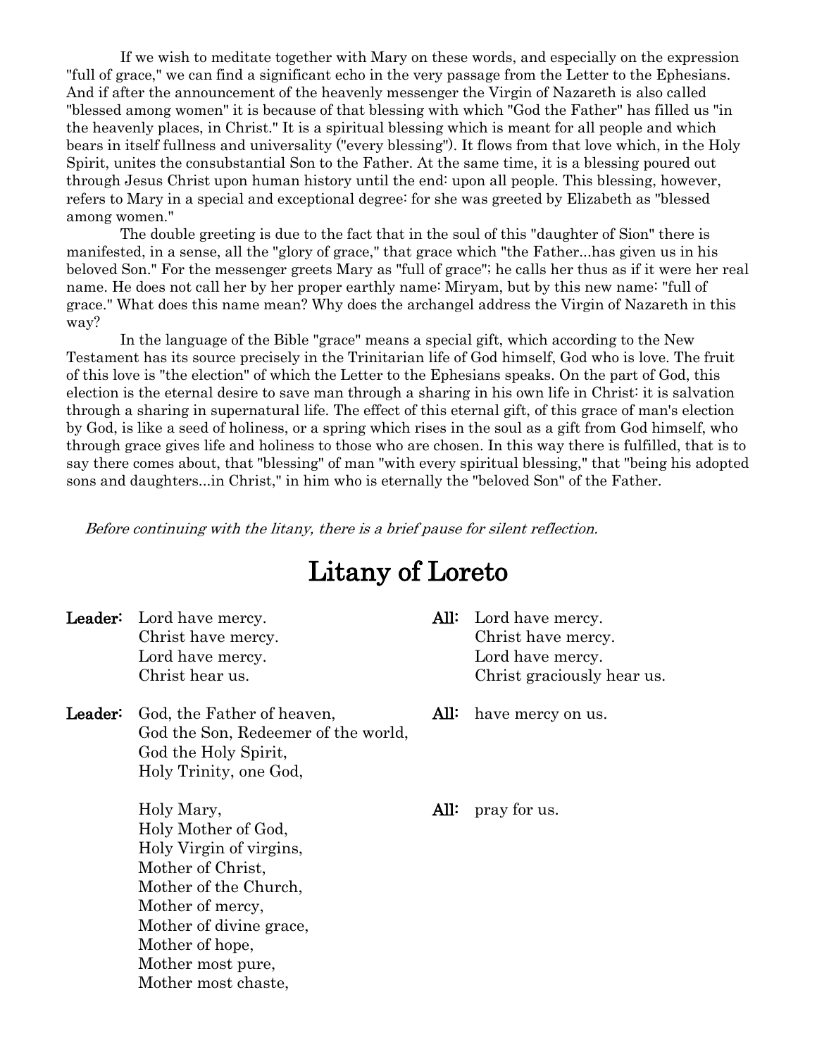If we wish to meditate together with Mary on these words, and especially on the expression "full of grace," we can find a significant echo in the very passage from the Letter to the Ephesians. And if after the announcement of the heavenly messenger the Virgin of Nazareth is also called "blessed among women" it is because of that blessing with which "God the Father" has filled us "in the heavenly places, in Christ." It is a spiritual blessing which is meant for all people and which bears in itself fullness and universality ("every blessing"). It flows from that love which, in the Holy Spirit, unites the consubstantial Son to the Father. At the same time, it is a blessing poured out through Jesus Christ upon human history until the end: upon all people. This blessing, however, refers to Mary in a special and exceptional degree: for she was greeted by Elizabeth as "blessed among women."

The double greeting is due to the fact that in the soul of this "daughter of Sion" there is manifested, in a sense, all the "glory of grace," that grace which "the Father...has given us in his beloved Son." For the messenger greets Mary as "full of grace"; he calls her thus as if it were her real name. He does not call her by her proper earthly name: Miryam, but by this new name: "full of grace." What does this name mean? Why does the archangel address the Virgin of Nazareth in this way?

In the language of the Bible "grace" means a special gift, which according to the New Testament has its source precisely in the Trinitarian life of God himself, God who is love. The fruit of this love is "the election" of which the Letter to the Ephesians speaks. On the part of God, this election is the eternal desire to save man through a sharing in his own life in Christ: it is salvation through a sharing in supernatural life. The effect of this eternal gift, of this grace of man's election by God, is like a seed of holiness, or a spring which rises in the soul as a gift from God himself, who through grace gives life and holiness to those who are chosen. In this way there is fulfilled, that is to say there comes about, that "blessing" of man "with every spiritual blessing," that "being his adopted sons and daughters...in Christ," in him who is eternally the "beloved Son" of the Father.

*Before continuing with the litany, there is a brief pause for silent reflection.*

# Litany of Loreto

**Leader:** Lord have mercy.
Christ have mercy.
Lord have mercy.
Christ hear us.

**All:** Lord have mercy.
Christ have mercy.
Lord have mercy.
Christ graciously hear us.

**Leader:** God, the Father of heaven,
God the Son, Redeemer of the world,
God the Holy Spirit,
Holy Trinity, one God,

**All:** have mercy on us.

Holy Mary,
Holy Mother of God,
Holy Virgin of virgins,
Mother of Christ,
Mother of the Church,
Mother of mercy,
Mother of divine grace,
Mother of hope,
Mother most pure,
Mother most chaste,

**All:** pray for us.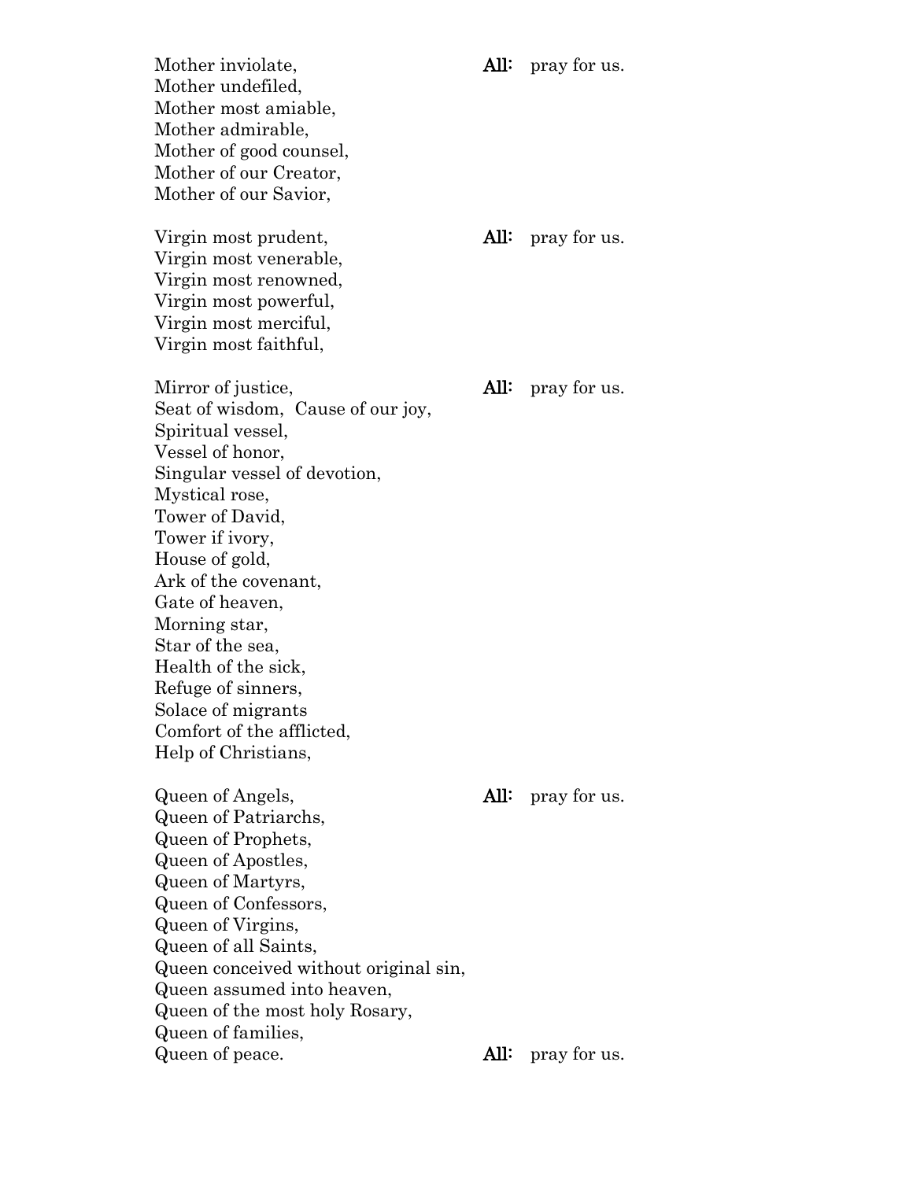Mother inviolate, **All:** pray for us.
Mother undefiled,
Mother most amiable,
Mother admirable,
Mother of good counsel,
Mother of our Creator,
Mother of our Savior,

Virgin most prudent, **All:** pray for us.
Virgin most venerable,
Virgin most renowned,
Virgin most powerful,
Virgin most merciful,
Virgin most faithful,

Mirror of justice, **All:** pray for us.
Seat of wisdom, Cause of our joy,
Spiritual vessel,
Vessel of honor,
Singular vessel of devotion,
Mystical rose,
Tower of David,
Tower if ivory,
House of gold,
Ark of the covenant,
Gate of heaven,
Morning star,
Star of the sea,
Health of the sick,
Refuge of sinners,
Solace of migrants
Comfort of the afflicted,
Help of Christians,

Queen of Angels, **All:** pray for us.
Queen of Patriarchs,
Queen of Prophets,
Queen of Apostles,
Queen of Martyrs,
Queen of Confessors,
Queen of Virgins,
Queen of all Saints,
Queen conceived without original sin,
Queen assumed into heaven,
Queen of the most holy Rosary,
Queen of families,
Queen of peace. **All:** pray for us.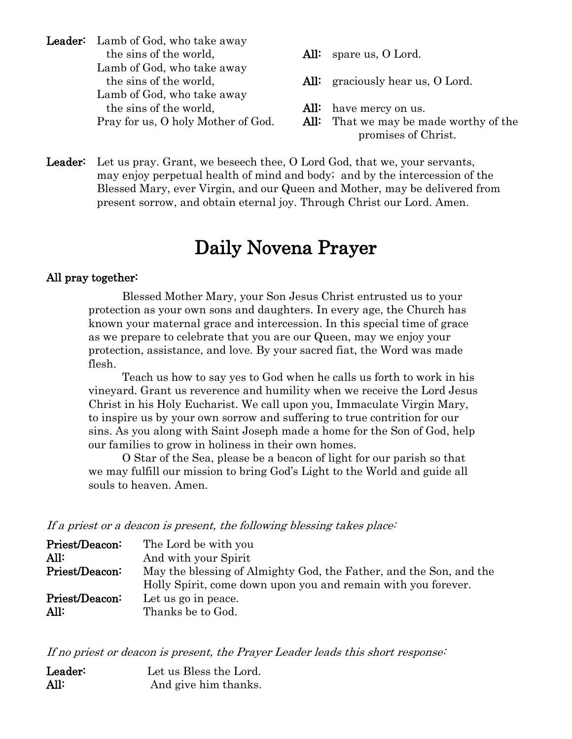**Leader:** Lamb of God, who take away the sins of the world,
**All:** spare us, O Lord.

Lamb of God, who take away the sins of the world,
**All:** graciously hear us, O Lord.

Lamb of God, who take away the sins of the world,
**All:** have mercy on us.

Pray for us, O holy Mother of God.
**All:** That we may be made worthy of the promises of Christ.

**Leader:** Let us pray. Grant, we beseech thee, O Lord God, that we, your servants, may enjoy perpetual health of mind and body; and by the intercession of the Blessed Mary, ever Virgin, and our Queen and Mother, may be delivered from present sorrow, and obtain eternal joy. Through Christ our Lord. Amen.

# Daily Novena Prayer

**All pray together:**

Blessed Mother Mary, your Son Jesus Christ entrusted us to your protection as your own sons and daughters. In every age, the Church has known your maternal grace and intercession. In this special time of grace as we prepare to celebrate that you are our Queen, may we enjoy your protection, assistance, and love. By your sacred fiat, the Word was made flesh.

Teach us how to say yes to God when he calls us forth to work in his vineyard. Grant us reverence and humility when we receive the Lord Jesus Christ in his Holy Eucharist. We call upon you, Immaculate Virgin Mary, to inspire us by your own sorrow and suffering to true contrition for our sins. As you along with Saint Joseph made a home for the Son of God, help our families to grow in holiness in their own homes.

O Star of the Sea, please be a beacon of light for our parish so that we may fulfill our mission to bring God's Light to the World and guide all souls to heaven. Amen.

*If a priest or a deacon is present, the following blessing takes place:*

**Priest/Deacon:** The Lord be with you
**All:** And with your Spirit
**Priest/Deacon:** May the blessing of Almighty God, the Father, and the Son, and the Holly Spirit, come down upon you and remain with you forever.
**Priest/Deacon:** Let us go in peace.
**All:** Thanks be to God.

*If no priest or deacon is present, the Prayer Leader leads this short response:*

**Leader:** Let us Bless the Lord.
**All:** And give him thanks.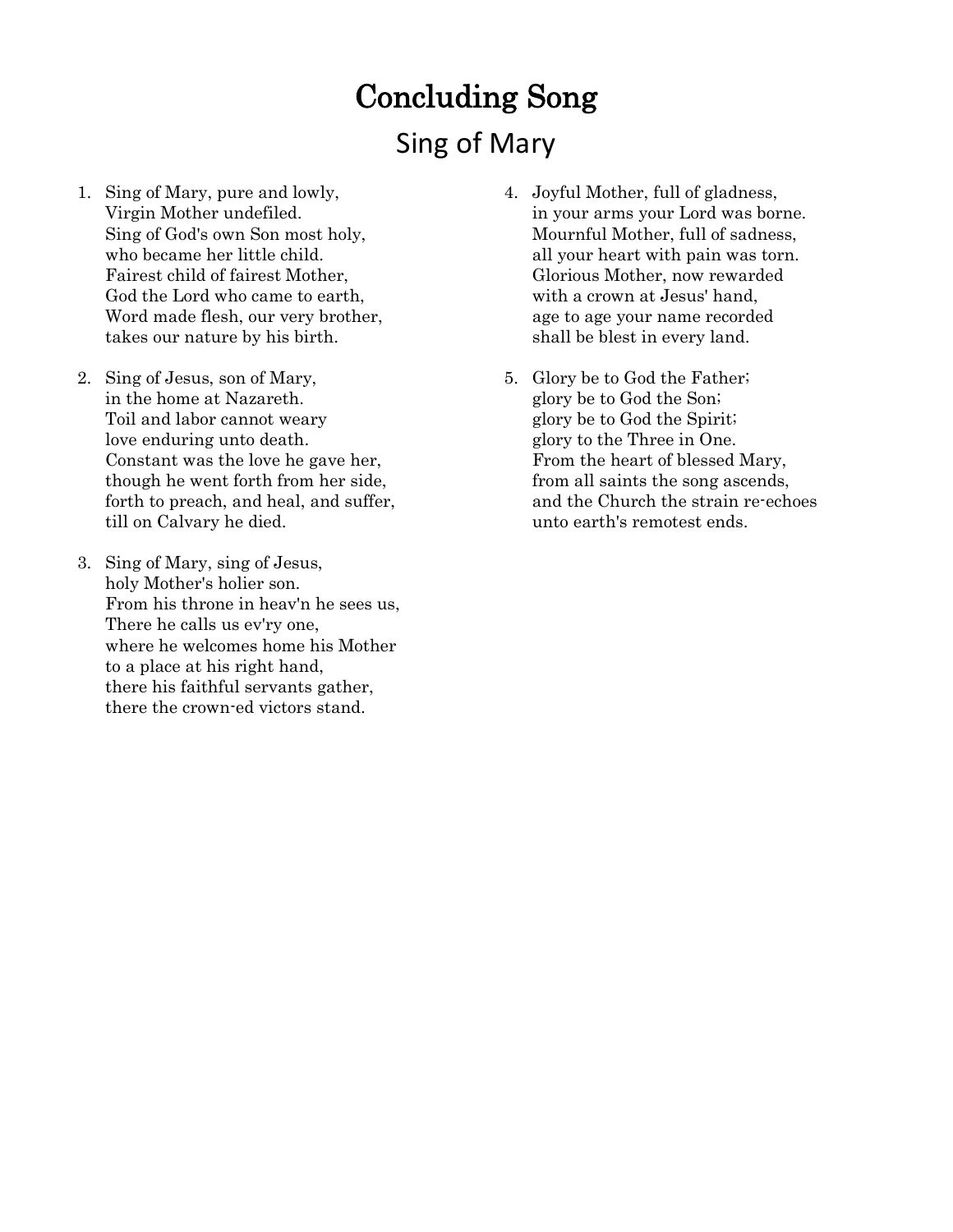# Concluding Song

## Sing of Mary

1. Sing of Mary, pure and lowly,
   Virgin Mother undefiled.
   Sing of God's own Son most holy,
   who became her little child.
   Fairest child of fairest Mother,
   God the Lord who came to earth,
   Word made flesh, our very brother,
   takes our nature by his birth.

2. Sing of Jesus, son of Mary,
   in the home at Nazareth.
   Toil and labor cannot weary
   love enduring unto death.
   Constant was the love he gave her,
   though he went forth from her side,
   forth to preach, and heal, and suffer,
   till on Calvary he died.

3. Sing of Mary, sing of Jesus,
   holy Mother's holier son.
   From his throne in heav'n he sees us,
   There he calls us ev'ry one,
   where he welcomes home his Mother
   to a place at his right hand,
   there his faithful servants gather,
   there the crown-ed victors stand.

4. Joyful Mother, full of gladness,
   in your arms your Lord was borne.
   Mournful Mother, full of sadness,
   all your heart with pain was torn.
   Glorious Mother, now rewarded
   with a crown at Jesus' hand,
   age to age your name recorded
   shall be blest in every land.

5. Glory be to God the Father;
   glory be to God the Son;
   glory be to God the Spirit;
   glory to the Three in One.
   From the heart of blessed Mary,
   from all saints the song ascends,
   and the Church the strain re-echoes
   unto earth's remotest ends.